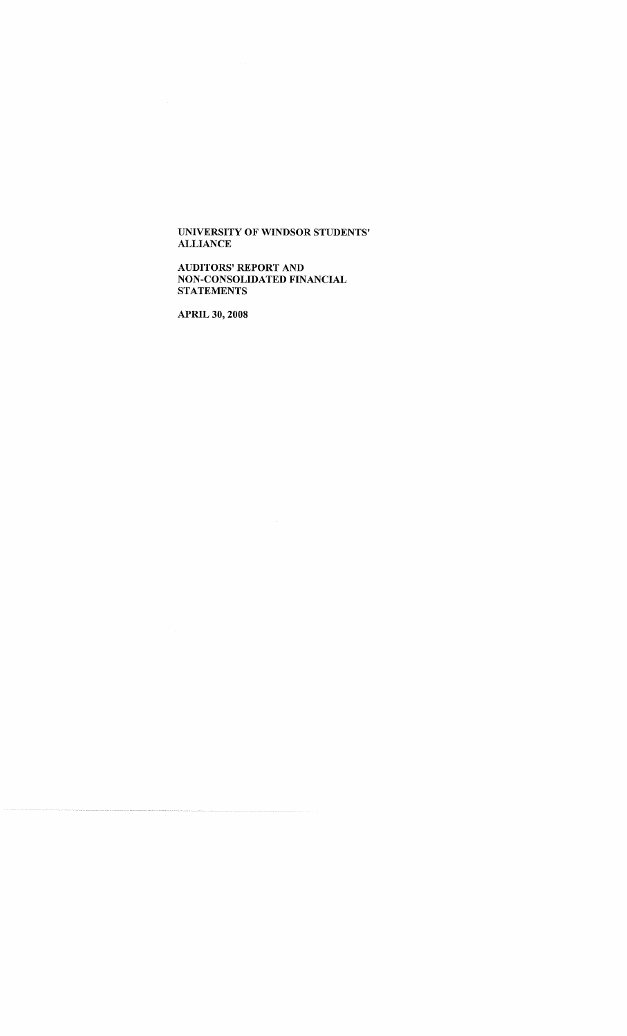**UNIVERSITY OF WINDSOR STUDENTS' ALLIANCE**

**AUDITORS' REPORT AND NON-CONSOLIDATED FINANCIAL STATEMENTS**

**APRIL 30, 2008**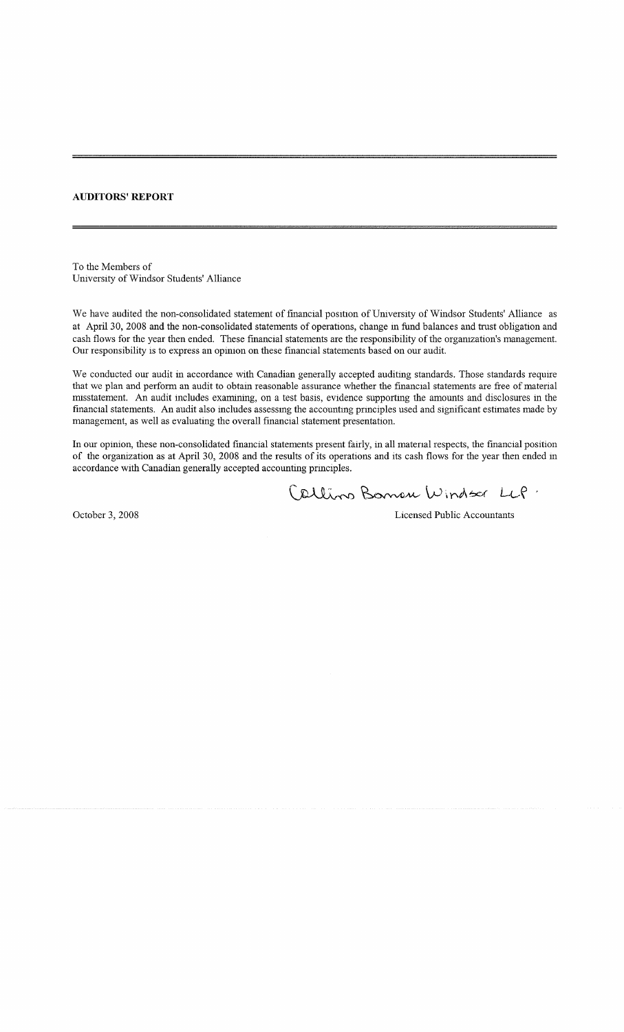## AUDITORS' REPORT

To the Members of
University of Windsor Students' Alliance

We have audited the non-consolidated statement of financial position of University of Windsor Students' Alliance as at April 30, 2008 and the non-consolidated statements of operations, change in fund balances and trust obligation and cash flows for the year then ended. These financial statements are the responsibility of the organization's management. Our responsibility is to express an opinion on these financial statements based on our audit.

We conducted our audit in accordance with Canadian generally accepted auditing standards. Those standards require that we plan and perform an audit to obtain reasonable assurance whether the financial statements are free of material misstatement. An audit includes examining, on a test basis, evidence supporting the amounts and disclosures in the financial statements. An audit also includes assessing the accounting principles used and significant estimates made by management, as well as evaluating the overall financial statement presentation.

In our opinion, these non-consolidated financial statements present fairly, in all material respects, the financial position of the organization as at April 30, 2008 and the results of its operations and its cash flows for the year then ended in accordance with Canadian generally accepted accounting principles.

Collins Barrow Windsor LLP

October 3, 2008

Licensed Public Accountants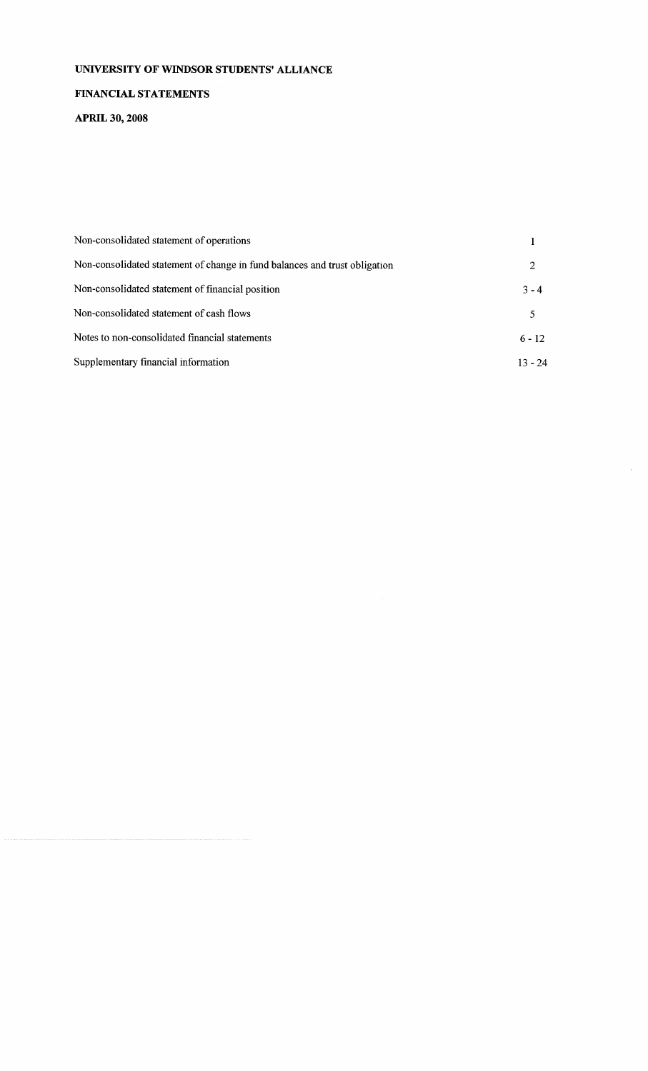**UNIVERSITY OF WINDSOR STUDENTS' ALLIANCE**

**FINANCIAL STATEMENTS**

**APRIL 30, 2008**

| | |
|---|---|
| Non-consolidated statement of operations | 1 |
| Non-consolidated statement of change in fund balances and trust obligation | 2 |
| Non-consolidated statement of financial position | 3 - 4 |
| Non-consolidated statement of cash flows | 5 |
| Notes to non-consolidated financial statements | 6 - 12 |
| Supplementary financial information | 13 - 24 |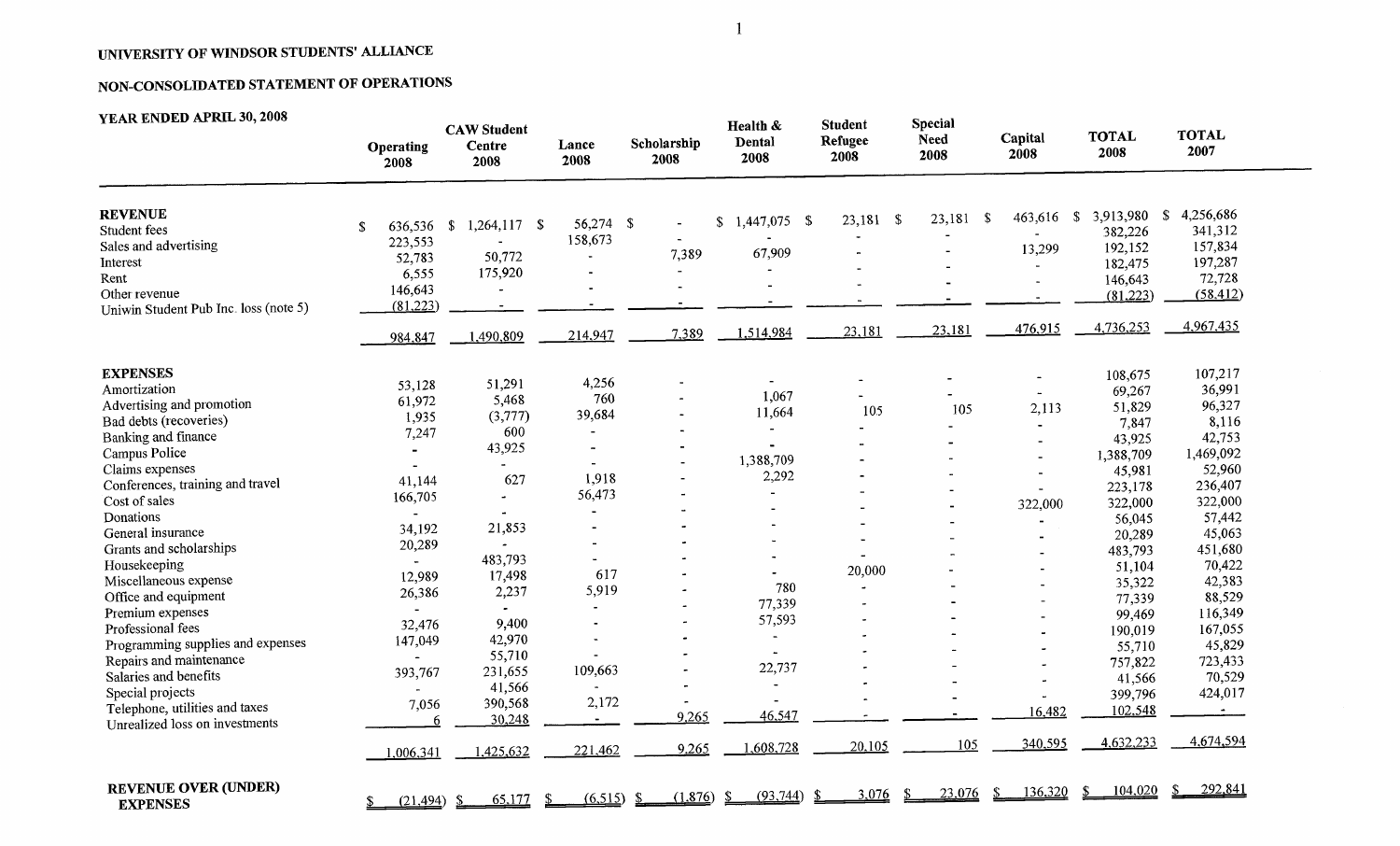# UNIVERSITY OF WINDSOR STUDENTS' ALLIANCE

## NON-CONSOLIDATED STATEMENT OF OPERATIONS

### YEAR ENDED APRIL 30, 2008

| | Operating 2008 | CAW Student Centre 2008 | Lance 2008 | Scholarship 2008 | Health & Dental 2008 | Student Refugee 2008 | Special Need 2008 | Capital 2008 | TOTAL 2008 | TOTAL 2007 |
|---|---|---|---|---|---|---|---|---|---|---|
| **REVENUE** | | | | | | | | | | |
| Student fees | $ 636,536 | $ 1,264,117 | $ 56,274 | $ - | $ 1,447,075 | $ 23,181 | $ 23,181 | $ 463,616 | $ 3,913,980 | $ 4,256,686 |
| Sales and advertising | 223,553 | - | 158,673 | - | - | - | - | - | 382,226 | 341,312 |
| Interest | 52,783 | 50,772 | - | 7,389 | 67,909 | - | - | 13,299 | 192,152 | 157,834 |
| Rent | 6,555 | 175,920 | - | - | - | - | - | - | 182,475 | 197,287 |
| Other revenue | 146,643 | - | - | - | - | - | - | - | 146,643 | 72,728 |
| Uniwin Student Pub Inc. loss (note 5) | (81,223) | - | - | - | - | - | - | - | (81,223) | (58,412) |
| | 984,847 | 1,490,809 | 214,947 | 7,389 | 1,514,984 | 23,181 | 23,181 | 476,915 | 4,736,253 | 4,967,435 |
| **EXPENSES** | | | | | | | | | | |
| Amortization | 53,128 | 51,291 | 4,256 | - | - | - | - | - | 108,675 | 107,217 |
| Advertising and promotion | 61,972 | 5,468 | 760 | - | 1,067 | - | - | - | 69,267 | 36,991 |
| Bad debts (recoveries) | 1,935 | (3,777) | 39,684 | - | 11,664 | 105 | 105 | 2,113 | 51,829 | 96,327 |
| Banking and finance | 7,247 | 600 | - | - | - | - | - | - | 7,847 | 8,116 |
| Campus Police | - | 43,925 | - | - | - | - | - | - | 43,925 | 42,753 |
| Claims expenses | - | - | - | - | 1,388,709 | - | - | - | 1,388,709 | 1,469,092 |
| Conferences, training and travel | 41,144 | 627 | 1,918 | - | 2,292 | - | - | - | 45,981 | 52,960 |
| Cost of sales | 166,705 | - | 56,473 | - | - | - | - | - | 223,178 | 236,407 |
| Donations | - | - | - | - | - | - | - | 322,000 | 322,000 | 322,000 |
| General insurance | 34,192 | 21,853 | - | - | - | - | - | - | 56,045 | 57,442 |
| Grants and scholarships | 20,289 | - | - | - | - | - | - | - | 20,289 | 45,063 |
| Housekeeping | - | 483,793 | - | - | - | - | - | - | 483,793 | 451,680 |
| Miscellaneous expense | 12,989 | 17,498 | 617 | - | - | 20,000 | - | - | 51,104 | 70,422 |
| Office and equipment | 26,386 | 2,237 | 5,919 | - | 780 | - | - | - | 35,322 | 42,383 |
| Premium expenses | - | - | - | - | 77,339 | - | - | - | 77,339 | 88,529 |
| Professional fees | 32,476 | 9,400 | - | - | 57,593 | - | - | - | 99,469 | 116,349 |
| Programming supplies and expenses | 147,049 | 42,970 | - | - | - | - | - | - | 190,019 | 167,055 |
| Repairs and maintenance | - | 55,710 | - | - | - | - | - | - | 55,710 | 45,829 |
| Salaries and benefits | 393,767 | 231,655 | 109,663 | - | 22,737 | - | - | - | 757,822 | 723,433 |
| Special projects | - | 41,566 | - | - | - | - | - | - | 41,566 | 70,529 |
| Telephone, utilities and taxes | 7,056 | 390,568 | 2,172 | - | - | - | - | - | 399,796 | 424,017 |
| Unrealized loss on investments | 6 | 30,248 | - | 9,265 | 46,547 | - | - | 16,482 | 102,548 | - |
| | 1,006,341 | 1,425,632 | 221,462 | 9,265 | 1,608,728 | 20,105 | 105 | 340,595 | 4,632,233 | 4,674,594 |
| **REVENUE OVER (UNDER) EXPENSES** | $ (21,494) | $ 65,177 | $ (6,515) | $ (1,876) | $ (93,744) | $ 3,076 | $ 23,076 | $ 136,320 | $ 104,020 | $ 292,841 |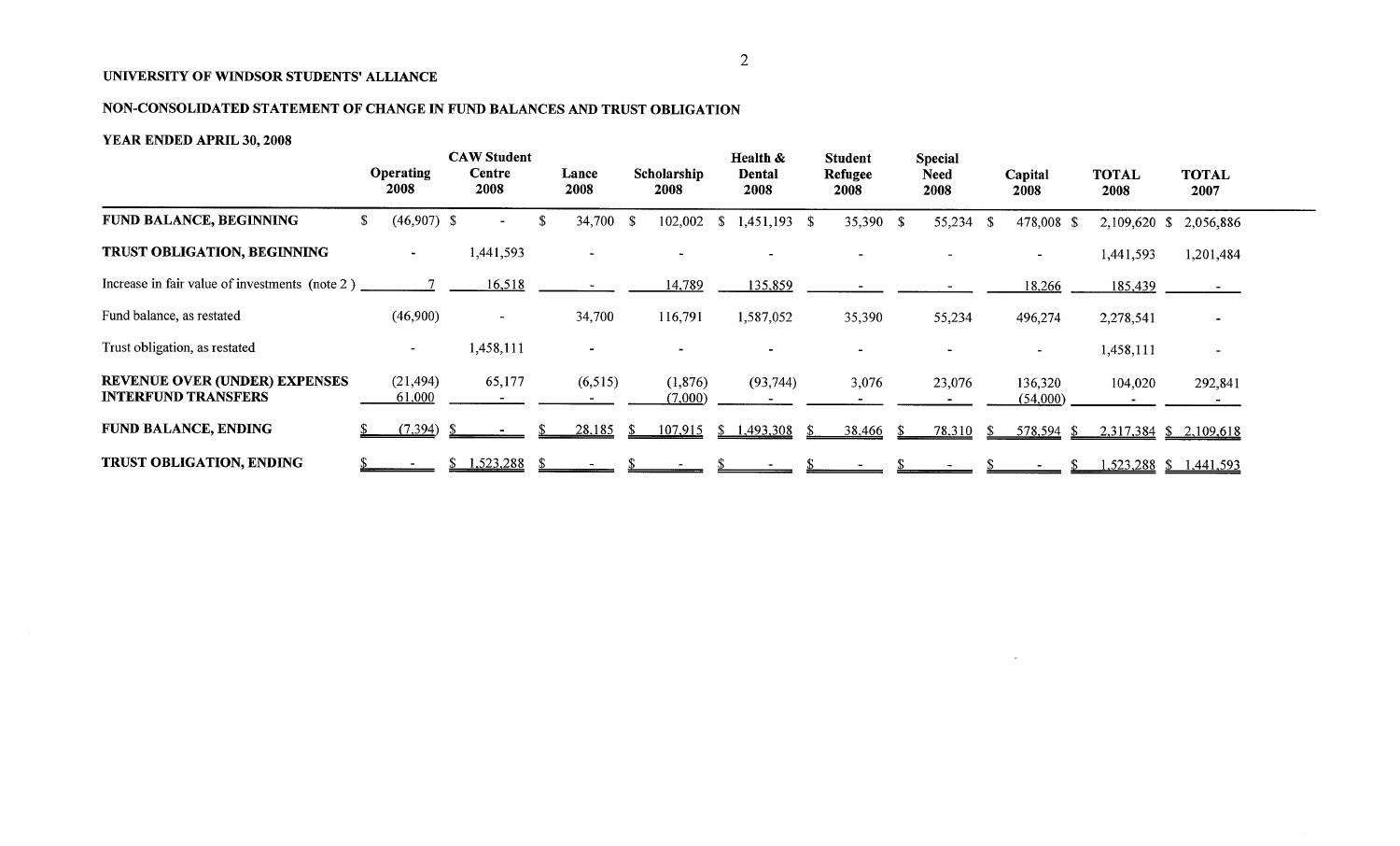**UNIVERSITY OF WINDSOR STUDENTS' ALLIANCE**

**NON-CONSOLIDATED STATEMENT OF CHANGE IN FUND BALANCES AND TRUST OBLIGATION**

**YEAR ENDED APRIL 30, 2008**

| | Operating 2008 | CAW Student Centre 2008 | Lance 2008 | Scholarship 2008 | Health & Dental 2008 | Student Refugee 2008 | Special Need 2008 | Capital 2008 | TOTAL 2008 | TOTAL 2007 |
|---|---|---|---|---|---|---|---|---|---|---|
| **FUND BALANCE, BEGINNING** | $ (46,907) | $ - | $ 34,700 | $ 102,002 | $ 1,451,193 | $ 35,390 | $ 55,234 | $ 478,008 | $ 2,109,620 | $ 2,056,886 |
| **TRUST OBLIGATION, BEGINNING** | - | 1,441,593 | - | - | - | - | - | - | 1,441,593 | 1,201,484 |
| Increase in fair value of investments (note 2 ) | 7 | 16,518 | - | 14,789 | 135,859 | - | - | 18,266 | 185,439 | - |
| Fund balance, as restated | (46,900) | - | 34,700 | 116,791 | 1,587,052 | 35,390 | 55,234 | 496,274 | 2,278,541 | - |
| Trust obligation, as restated | - | 1,458,111 | - | - | - | - | - | - | 1,458,111 | - |
| **REVENUE OVER (UNDER) EXPENSES** | (21,494) | 65,177 | (6,515) | (1,876) | (93,744) | 3,076 | 23,076 | 136,320 | 104,020 | 292,841 |
| **INTERFUND TRANSFERS** | 61,000 | - | - | (7,000) | - | - | - | (54,000) | - | - |
| **FUND BALANCE, ENDING** | $ (7,394) | $ - | $ 28,185 | $ 107,915 | $ 1,493,308 | $ 38,466 | $ 78,310 | $ 578,594 | $ 2,317,384 | $ 2,109,618 |
| **TRUST OBLIGATION, ENDING** | $ - | $ 1,523,288 | $ - | $ - | $ - | $ - | $ - | $ - | $ 1,523,288 | $ 1,441,593 |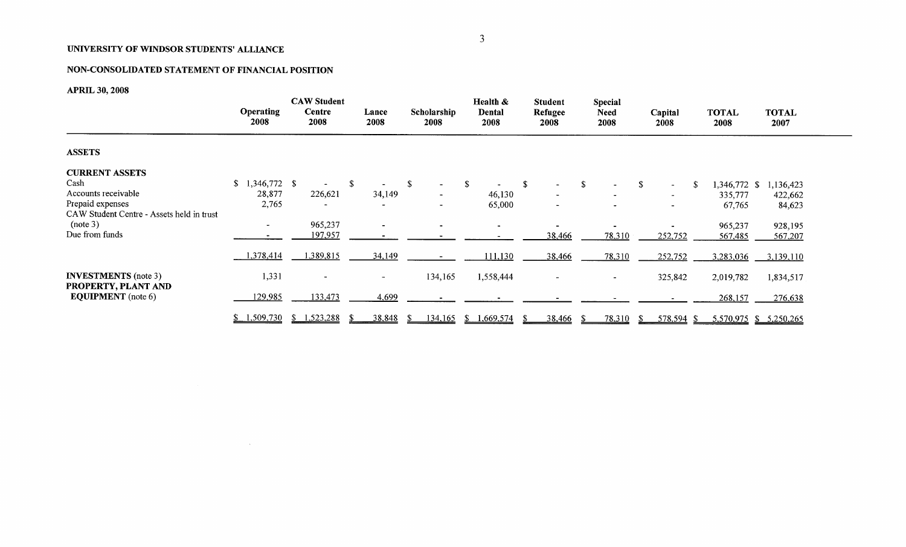**UNIVERSITY OF WINDSOR STUDENTS' ALLIANCE**

**NON-CONSOLIDATED STATEMENT OF FINANCIAL POSITION**

**APRIL 30, 2008**

| | Operating 2008 | CAW Student Centre 2008 | Lance 2008 | Scholarship 2008 | Health & Dental 2008 | Student Refugee 2008 | Special Need 2008 | Capital 2008 | TOTAL 2008 | TOTAL 2007 |
|---|---|---|---|---|---|---|---|---|---|---|
| **ASSETS** | | | | | | | | | | |
| **CURRENT ASSETS** | | | | | | | | | | |
| Cash | $ 1,346,772 | $ - | $ - | $ - | $ - | $ - | $ - | $ - | $ 1,346,772 | $ 1,136,423 |
| Accounts receivable | 28,877 | 226,621 | 34,149 | - | 46,130 | - | - | - | 335,777 | 422,662 |
| Prepaid expenses | 2,765 | - | - | - | 65,000 | - | - | - | 67,765 | 84,623 |
| CAW Student Centre - Assets held in trust (note 3) | - | 965,237 | - | - | - | - | - | - | 965,237 | 928,195 |
| Due from funds | - | 197,957 | - | - | - | 38,466 | 78,310 | 252,752 | 567,485 | 567,207 |
| | 1,378,414 | 1,389,815 | 34,149 | - | 111,130 | 38,466 | 78,310 | 252,752 | 3,283,036 | 3,139,110 |
| **INVESTMENTS** (note 3) | 1,331 | - | - | 134,165 | 1,558,444 | - | - | 325,842 | 2,019,782 | 1,834,517 |
| **PROPERTY, PLANT AND EQUIPMENT** (note 6) | 129,985 | 133,473 | 4,699 | - | - | - | - | - | 268,157 | 276,638 |
| | $ 1,509,730 | $ 1,523,288 | $ 38,848 | $ 134,165 | $ 1,669,574 | $ 38,466 | $ 78,310 | $ 578,594 | $ 5,570,975 | $ 5,250,265 |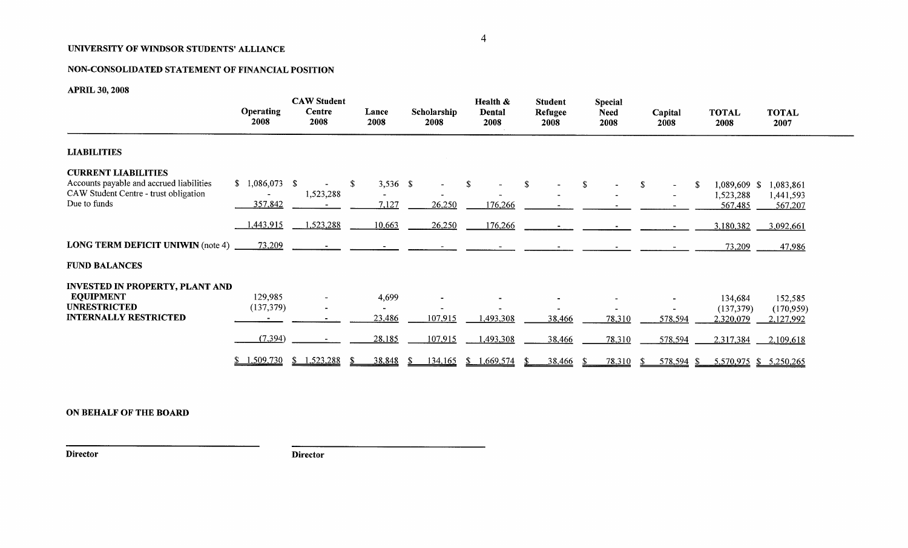**UNIVERSITY OF WINDSOR STUDENTS' ALLIANCE**

**NON-CONSOLIDATED STATEMENT OF FINANCIAL POSITION**

**APRIL 30, 2008**

| | Operating 2008 | CAW Student Centre 2008 | Lance 2008 | Scholarship 2008 | Health & Dental 2008 | Student Refugee 2008 | Special Need 2008 | Capital 2008 | TOTAL 2008 | TOTAL 2007 |
|---|---|---|---|---|---|---|---|---|---|---|
| **LIABILITIES** | | | | | | | | | | |
| **CURRENT LIABILITIES** | | | | | | | | | | |
| Accounts payable and accrued liabilities | $ 1,086,073 | $ - | $ 3,536 | $ - | $ - | $ - | $ - | $ - | $ 1,089,609 | $ 1,083,861 |
| CAW Student Centre - trust obligation | - | 1,523,288 | - | - | - | - | - | - | 1,523,288 | 1,441,593 |
| Due to funds | 357,842 | - | 7,127 | 26,250 | 176,266 | - | - | - | 567,485 | 567,207 |
| | 1,443,915 | 1,523,288 | 10,663 | 26,250 | 176,266 | - | - | - | 3,180,382 | 3,092,661 |
| **LONG TERM DEFICIT UNIWIN** (note 4) | 73,209 | - | - | - | - | - | - | - | 73,209 | 47,986 |
| **FUND BALANCES** | | | | | | | | | | |
| **INVESTED IN PROPERTY, PLANT AND EQUIPMENT** | 129,985 | - | 4,699 | - | - | - | - | - | 134,684 | 152,585 |
| **UNRESTRICTED** | (137,379) | - | - | - | - | - | - | - | (137,379) | (170,959) |
| **INTERNALLY RESTRICTED** | - | - | 23,486 | 107,915 | 1,493,308 | 38,466 | 78,310 | 578,594 | 2,320,079 | 2,127,992 |
| | (7,394) | - | 28,185 | 107,915 | 1,493,308 | 38,466 | 78,310 | 578,594 | 2,317,384 | 2,109,618 |
| | $ 1,509,730 | $ 1,523,288 | $ 38,848 | $ 134,165 | $ 1,669,574 | $ 38,466 | $ 78,310 | $ 578,594 | $ 5,570,975 | $ 5,250,265 |

**ON BEHALF OF THE BOARD**

______________________________ **Director**

______________________________ **Director**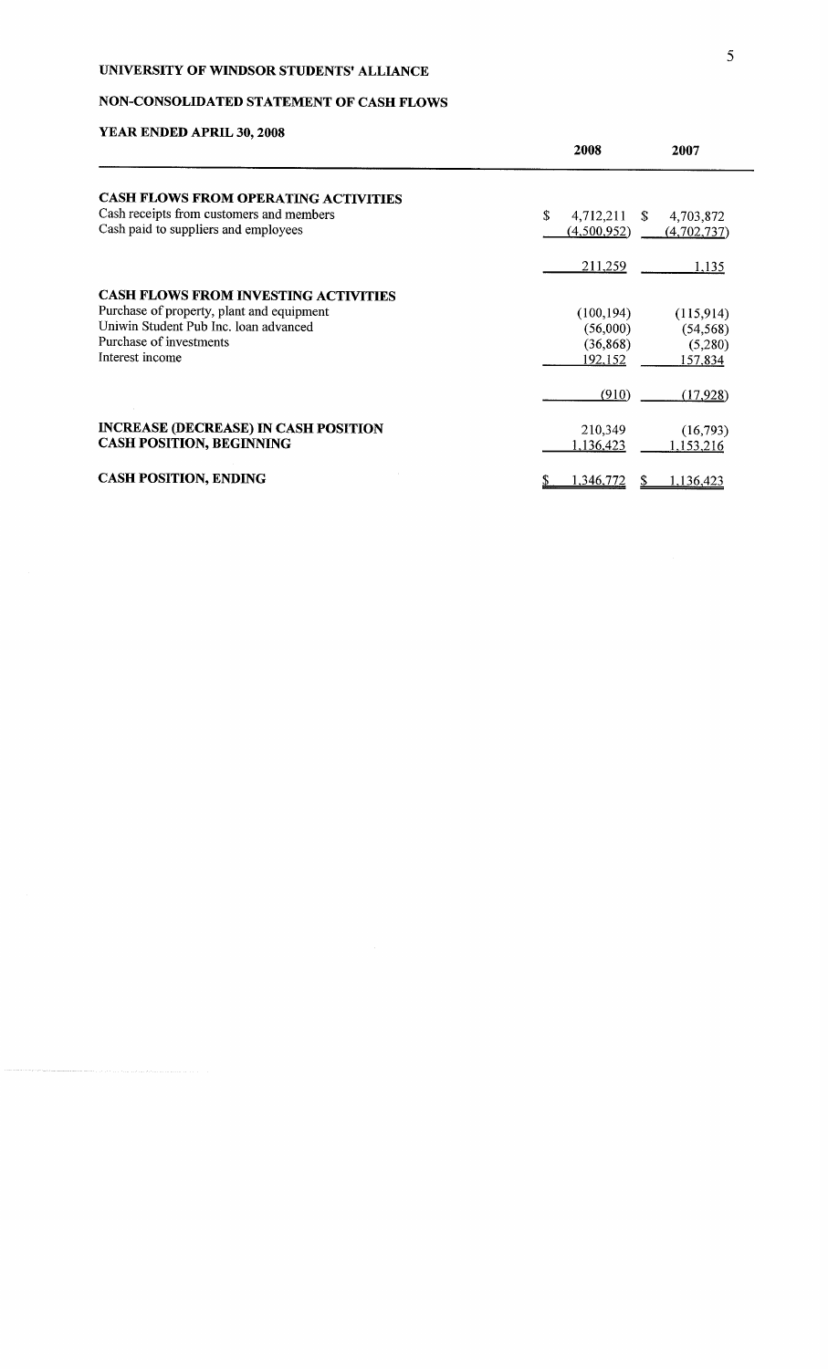# UNIVERSITY OF WINDSOR STUDENTS' ALLIANCE

## NON-CONSOLIDATED STATEMENT OF CASH FLOWS

### YEAR ENDED APRIL 30, 2008

| | 2008 | 2007 |
|---|---|---|
| **CASH FLOWS FROM OPERATING ACTIVITIES** | | |
| Cash receipts from customers and members | $ 4,712,211 | $ 4,703,872 |
| Cash paid to suppliers and employees | (4,500,952) | (4,702,737) |
| | 211,259 | 1,135 |
| **CASH FLOWS FROM INVESTING ACTIVITIES** | | |
| Purchase of property, plant and equipment | (100,194) | (115,914) |
| Uniwin Student Pub Inc. loan advanced | (56,000) | (54,568) |
| Purchase of investments | (36,868) | (5,280) |
| Interest income | 192,152 | 157,834 |
| | (910) | (17,928) |
| **INCREASE (DECREASE) IN CASH POSITION** | 210,349 | (16,793) |
| **CASH POSITION, BEGINNING** | 1,136,423 | 1,153,216 |
| **CASH POSITION, ENDING** | $ 1,346,772 | $ 1,136,423 |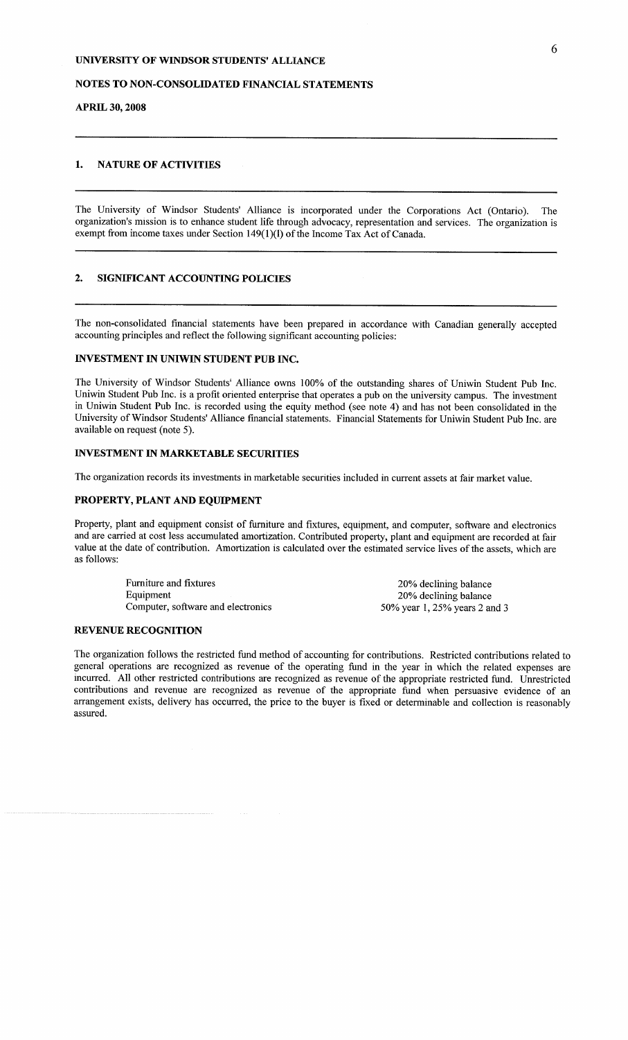# UNIVERSITY OF WINDSOR STUDENTS' ALLIANCE

## NOTES TO NON-CONSOLIDATED FINANCIAL STATEMENTS

**APRIL 30, 2008**

---

## 1. NATURE OF ACTIVITIES

---

The University of Windsor Students' Alliance is incorporated under the Corporations Act (Ontario). The organization's mission is to enhance student life through advocacy, representation and services. The organization is exempt from income taxes under Section 149(1)(l) of the Income Tax Act of Canada.

---

## 2. SIGNIFICANT ACCOUNTING POLICIES

---

The non-consolidated financial statements have been prepared in accordance with Canadian generally accepted accounting principles and reflect the following significant accounting policies:

### INVESTMENT IN UNIWIN STUDENT PUB INC.

The University of Windsor Students' Alliance owns 100% of the outstanding shares of Uniwin Student Pub Inc. Uniwin Student Pub Inc. is a profit oriented enterprise that operates a pub on the university campus. The investment in Uniwin Student Pub Inc. is recorded using the equity method (see note 4) and has not been consolidated in the University of Windsor Students' Alliance financial statements. Financial Statements for Uniwin Student Pub Inc. are available on request (note 5).

### INVESTMENT IN MARKETABLE SECURITIES

The organization records its investments in marketable securities included in current assets at fair market value.

### PROPERTY, PLANT AND EQUIPMENT

Property, plant and equipment consist of furniture and fixtures, equipment, and computer, software and electronics and are carried at cost less accumulated amortization. Contributed property, plant and equipment are recorded at fair value at the date of contribution. Amortization is calculated over the estimated service lives of the assets, which are as follows:

| | |
|---|---|
| Furniture and fixtures | 20% declining balance |
| Equipment | 20% declining balance |
| Computer, software and electronics | 50% year 1, 25% years 2 and 3 |

### REVENUE RECOGNITION

The organization follows the restricted fund method of accounting for contributions. Restricted contributions related to general operations are recognized as revenue of the operating fund in the year in which the related expenses are incurred. All other restricted contributions are recognized as revenue of the appropriate restricted fund. Unrestricted contributions and revenue are recognized as revenue of the appropriate fund when persuasive evidence of an arrangement exists, delivery has occurred, the price to the buyer is fixed or determinable and collection is reasonably assured.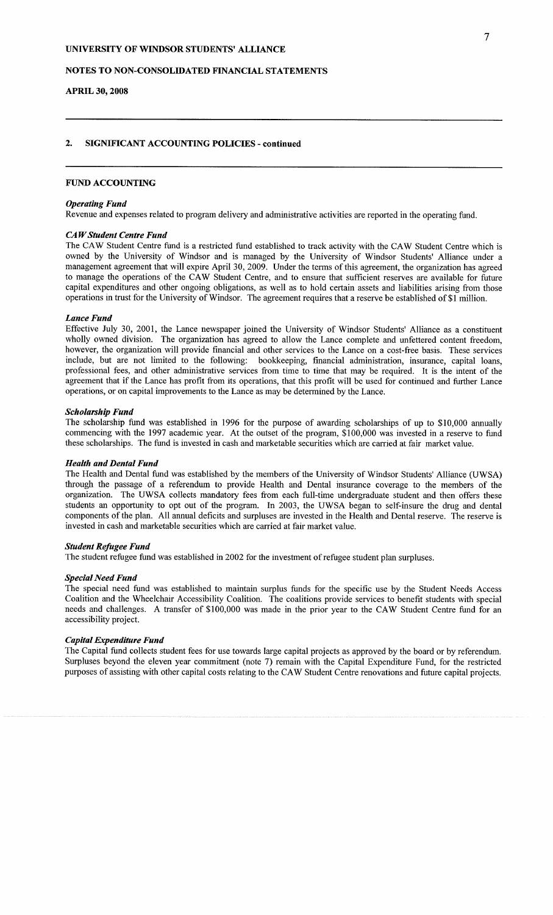## 2. SIGNIFICANT ACCOUNTING POLICIES - continued

### FUND ACCOUNTING

***Operating Fund***

Revenue and expenses related to program delivery and administrative activities are reported in the operating fund.

***CAW Student Centre Fund***

The CAW Student Centre fund is a restricted fund established to track activity with the CAW Student Centre which is owned by the University of Windsor and is managed by the University of Windsor Students' Alliance under a management agreement that will expire April 30, 2009. Under the terms of this agreement, the organization has agreed to manage the operations of the CAW Student Centre, and to ensure that sufficient reserves are available for future capital expenditures and other ongoing obligations, as well as to hold certain assets and liabilities arising from those operations in trust for the University of Windsor. The agreement requires that a reserve be established of $1 million.

***Lance Fund***

Effective July 30, 2001, the Lance newspaper joined the University of Windsor Students' Alliance as a constituent wholly owned division. The organization has agreed to allow the Lance complete and unfettered content freedom, however, the organization will provide financial and other services to the Lance on a cost-free basis. These services include, but are not limited to the following: bookkeeping, financial administration, insurance, capital loans, professional fees, and other administrative services from time to time that may be required. It is the intent of the agreement that if the Lance has profit from its operations, that this profit will be used for continued and further Lance operations, or on capital improvements to the Lance as may be determined by the Lance.

***Scholarship Fund***

The scholarship fund was established in 1996 for the purpose of awarding scholarships of up to $10,000 annually commencing with the 1997 academic year. At the outset of the program, $100,000 was invested in a reserve to fund these scholarships. The fund is invested in cash and marketable securities which are carried at fair market value.

***Health and Dental Fund***

The Health and Dental fund was established by the members of the University of Windsor Students' Alliance (UWSA) through the passage of a referendum to provide Health and Dental insurance coverage to the members of the organization. The UWSA collects mandatory fees from each full-time undergraduate student and then offers these students an opportunity to opt out of the program. In 2003, the UWSA began to self-insure the drug and dental components of the plan. All annual deficits and surpluses are invested in the Health and Dental reserve. The reserve is invested in cash and marketable securities which are carried at fair market value.

***Student Refugee Fund***

The student refugee fund was established in 2002 for the investment of refugee student plan surpluses.

***Special Need Fund***

The special need fund was established to maintain surplus funds for the specific use by the Student Needs Access Coalition and the Wheelchair Accessibility Coalition. The coalitions provide services to benefit students with special needs and challenges. A transfer of $100,000 was made in the prior year to the CAW Student Centre fund for an accessibility project.

***Capital Expenditure Fund***

The Capital fund collects student fees for use towards large capital projects as approved by the board or by referendum. Surpluses beyond the eleven year commitment (note 7) remain with the Capital Expenditure Fund, for the restricted purposes of assisting with other capital costs relating to the CAW Student Centre renovations and future capital projects.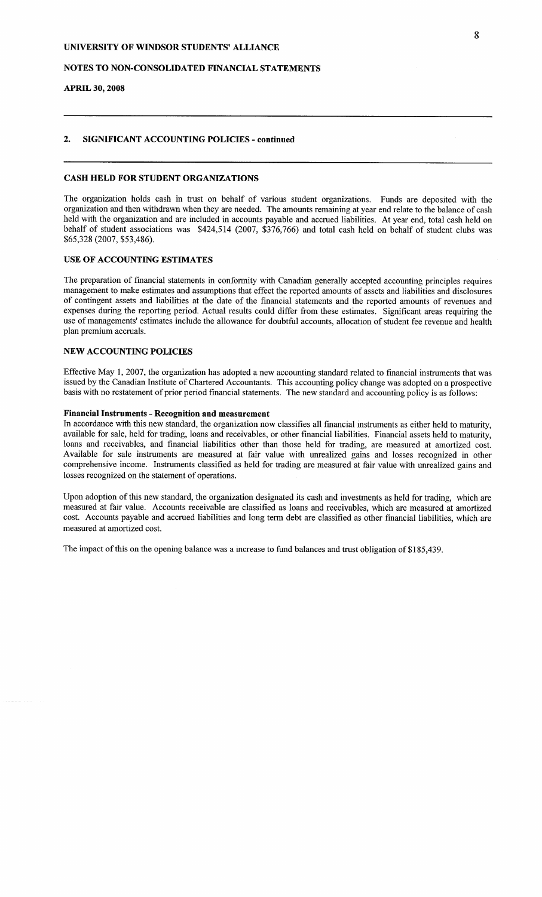## UNIVERSITY OF WINDSOR STUDENTS' ALLIANCE

## NOTES TO NON-CONSOLIDATED FINANCIAL STATEMENTS

**APRIL 30, 2008**

### 2. SIGNIFICANT ACCOUNTING POLICIES - continued

#### CASH HELD FOR STUDENT ORGANIZATIONS

The organization holds cash in trust on behalf of various student organizations. Funds are deposited with the organization and then withdrawn when they are needed. The amounts remaining at year end relate to the balance of cash held with the organization and are included in accounts payable and accrued liabilities. At year end, total cash held on behalf of student associations was $424,514 (2007, $376,766) and total cash held on behalf of student clubs was $65,328 (2007, $53,486).

#### USE OF ACCOUNTING ESTIMATES

The preparation of financial statements in conformity with Canadian generally accepted accounting principles requires management to make estimates and assumptions that effect the reported amounts of assets and liabilities and disclosures of contingent assets and liabilities at the date of the financial statements and the reported amounts of revenues and expenses during the reporting period. Actual results could differ from these estimates. Significant areas requiring the use of managements' estimates include the allowance for doubtful accounts, allocation of student fee revenue and health plan premium accruals.

#### NEW ACCOUNTING POLICIES

Effective May 1, 2007, the organization has adopted a new accounting standard related to financial instruments that was issued by the Canadian Institute of Chartered Accountants. This accounting policy change was adopted on a prospective basis with no restatement of prior period financial statements. The new standard and accounting policy is as follows:

**Financial Instruments - Recognition and measurement**

In accordance with this new standard, the organization now classifies all financial instruments as either held to maturity, available for sale, held for trading, loans and receivables, or other financial liabilities. Financial assets held to maturity, loans and receivables, and financial liabilities other than those held for trading, are measured at amortized cost. Available for sale instruments are measured at fair value with unrealized gains and losses recognized in other comprehensive income. Instruments classified as held for trading are measured at fair value with unrealized gains and losses recognized on the statement of operations.

Upon adoption of this new standard, the organization designated its cash and investments as held for trading, which are measured at fair value. Accounts receivable are classified as loans and receivables, which are measured at amortized cost. Accounts payable and accrued liabilities and long term debt are classified as other financial liabilities, which are measured at amortized cost.

The impact of this on the opening balance was a increase to fund balances and trust obligation of $185,439.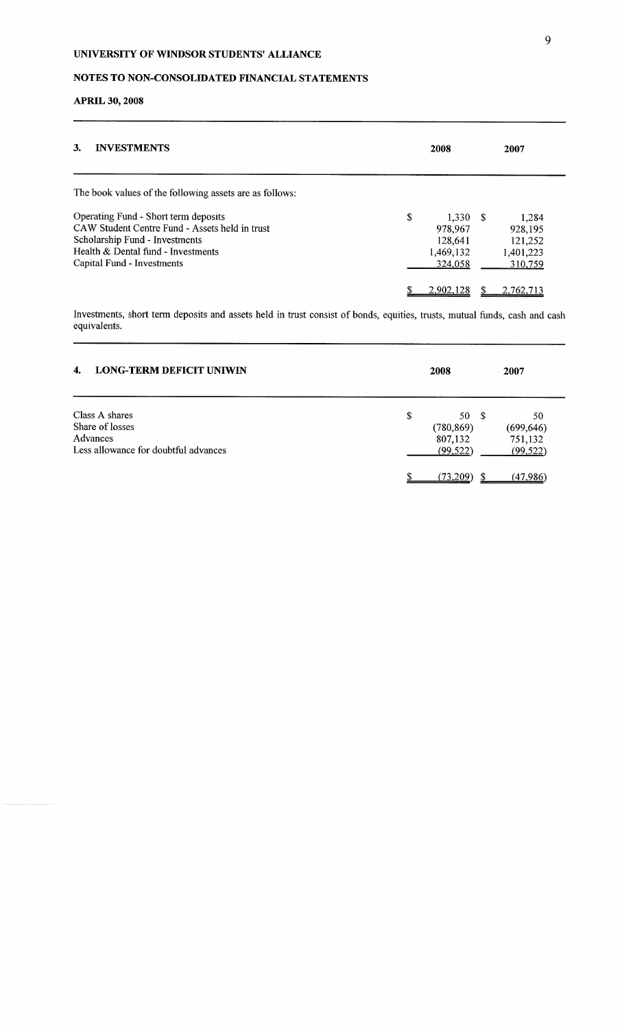**UNIVERSITY OF WINDSOR STUDENTS' ALLIANCE**

**NOTES TO NON-CONSOLIDATED FINANCIAL STATEMENTS**

**APRIL 30, 2008**

## 3. INVESTMENTS

| | 2008 | 2007 |
|---|---|---|
| The book values of the following assets are as follows: | | |
| Operating Fund - Short term deposits | $ 1,330 | $ 1,284 |
| CAW Student Centre Fund - Assets held in trust | 978,967 | 928,195 |
| Scholarship Fund - Investments | 128,641 | 121,252 |
| Health & Dental fund - Investments | 1,469,132 | 1,401,223 |
| Capital Fund - Investments | 324,058 | 310,759 |
| | $ 2,902,128 | $ 2,762,713 |

Investments, short term deposits and assets held in trust consist of bonds, equities, trusts, mutual funds, cash and cash equivalents.

## 4. LONG-TERM DEFICIT UNIWIN

| | 2008 | 2007 |
|---|---|---|
| Class A shares | $ 50 | $ 50 |
| Share of losses | (780,869) | (699,646) |
| Advances | 807,132 | 751,132 |
| Less allowance for doubtful advances | (99,522) | (99,522) |
| | $ (73,209) | $ (47,986) |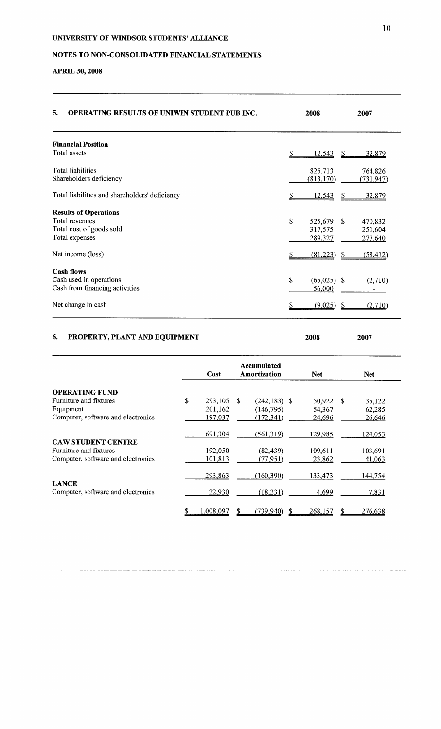# UNIVERSITY OF WINDSOR STUDENTS' ALLIANCE

## NOTES TO NON-CONSOLIDATED FINANCIAL STATEMENTS

### APRIL 30, 2008

### 5. OPERATING RESULTS OF UNIWIN STUDENT PUB INC.

| | 2008 | 2007 |
|---|---|---|
| **Financial Position** | | |
| Total assets | $ 12,543 | $ 32,879 |
| Total liabilities | 825,713 | 764,826 |
| Shareholders deficiency | (813,170) | (731,947) |
| Total liabilities and shareholders' deficiency | $ 12,543 | $ 32,879 |
| **Results of Operations** | | |
| Total revenues | $ 525,679 | $ 470,832 |
| Total cost of goods sold | 317,575 | 251,604 |
| Total expenses | 289,327 | 277,640 |
| Net income (loss) | $ (81,223) | $ (58,412) |
| **Cash flows** | | |
| Cash used in operations | $ (65,025) | $ (2,710) |
| Cash from financing activities | 56,000 | - |
| Net change in cash | $ (9,025) | $ (2,710) |

### 6. PROPERTY, PLANT AND EQUIPMENT

| | Cost | Accumulated Amortization | 2008 Net | 2007 Net |
|---|---|---|---|---|
| **OPERATING FUND** | | | | |
| Furniture and fixtures | $ 293,105 | $ (242,183) | $ 50,922 | $ 35,122 |
| Equipment | 201,162 | (146,795) | 54,367 | 62,285 |
| Computer, software and electronics | 197,037 | (172,341) | 24,696 | 26,646 |
| | 691,304 | (561,319) | 129,985 | 124,053 |
| **CAW STUDENT CENTRE** | | | | |
| Furniture and fixtures | 192,050 | (82,439) | 109,611 | 103,691 |
| Computer, software and electronics | 101,813 | (77,951) | 23,862 | 41,063 |
| | 293,863 | (160,390) | 133,473 | 144,754 |
| **LANCE** | | | | |
| Computer, software and electronics | 22,930 | (18,231) | 4,699 | 7,831 |
| | $ 1,008,097 | $ (739,940) | $ 268,157 | $ 276,638 |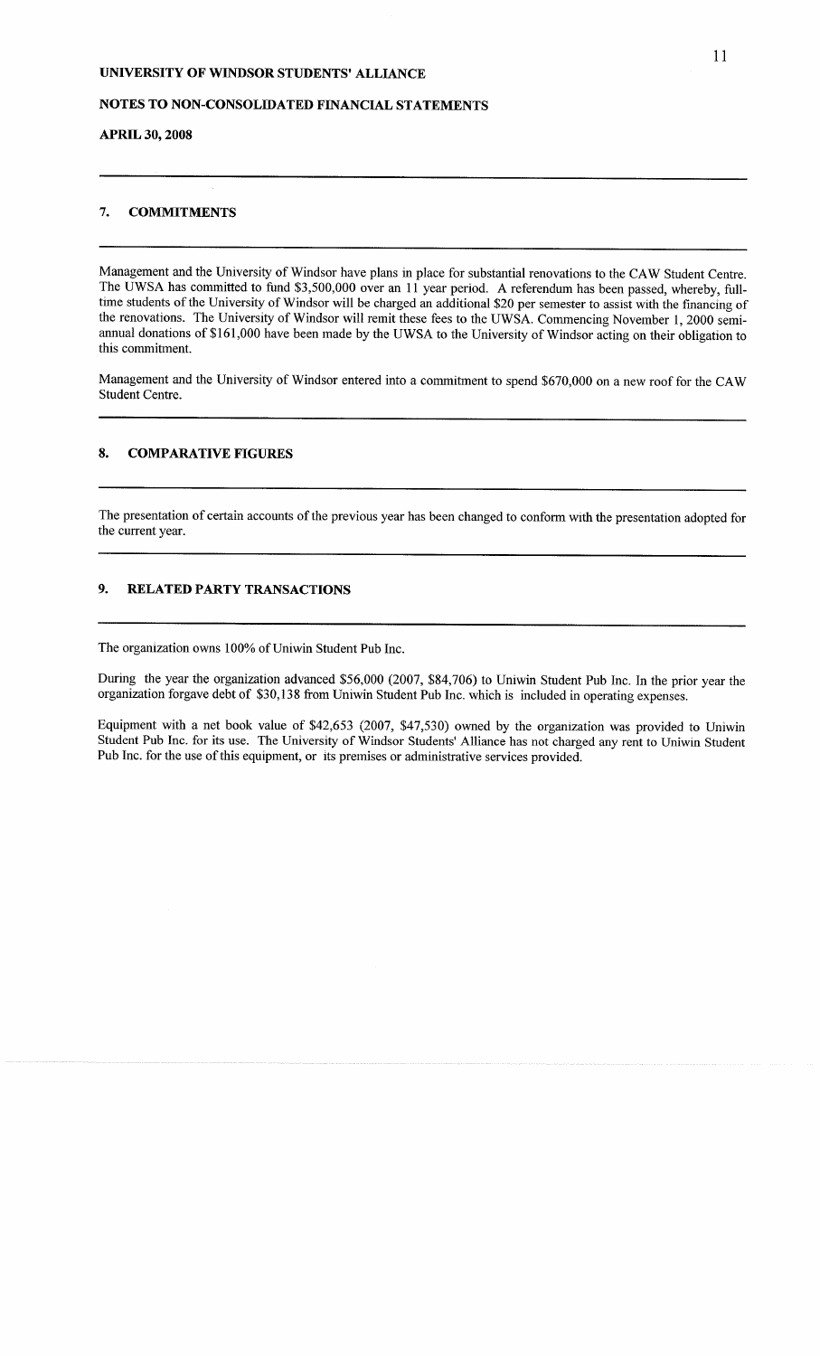**UNIVERSITY OF WINDSOR STUDENTS' ALLIANCE**

**NOTES TO NON-CONSOLIDATED FINANCIAL STATEMENTS**

**APRIL 30, 2008**

## 7. COMMITMENTS

Management and the University of Windsor have plans in place for substantial renovations to the CAW Student Centre. The UWSA has committed to fund \$3,500,000 over an 11 year period. A referendum has been passed, whereby, full-time students of the University of Windsor will be charged an additional \$20 per semester to assist with the financing of the renovations. The University of Windsor will remit these fees to the UWSA. Commencing November 1, 2000 semi-annual donations of \$161,000 have been made by the UWSA to the University of Windsor acting on their obligation to this commitment.

Management and the University of Windsor entered into a commitment to spend \$670,000 on a new roof for the CAW Student Centre.

## 8. COMPARATIVE FIGURES

The presentation of certain accounts of the previous year has been changed to conform with the presentation adopted for the current year.

## 9. RELATED PARTY TRANSACTIONS

The organization owns 100% of Uniwin Student Pub Inc.

During the year the organization advanced \$56,000 (2007, \$84,706) to Uniwin Student Pub Inc. In the prior year the organization forgave debt of \$30,138 from Uniwin Student Pub Inc. which is included in operating expenses.

Equipment with a net book value of \$42,653 (2007, \$47,530) owned by the organization was provided to Uniwin Student Pub Inc. for its use. The University of Windsor Students' Alliance has not charged any rent to Uniwin Student Pub Inc. for the use of this equipment, or its premises or administrative services provided.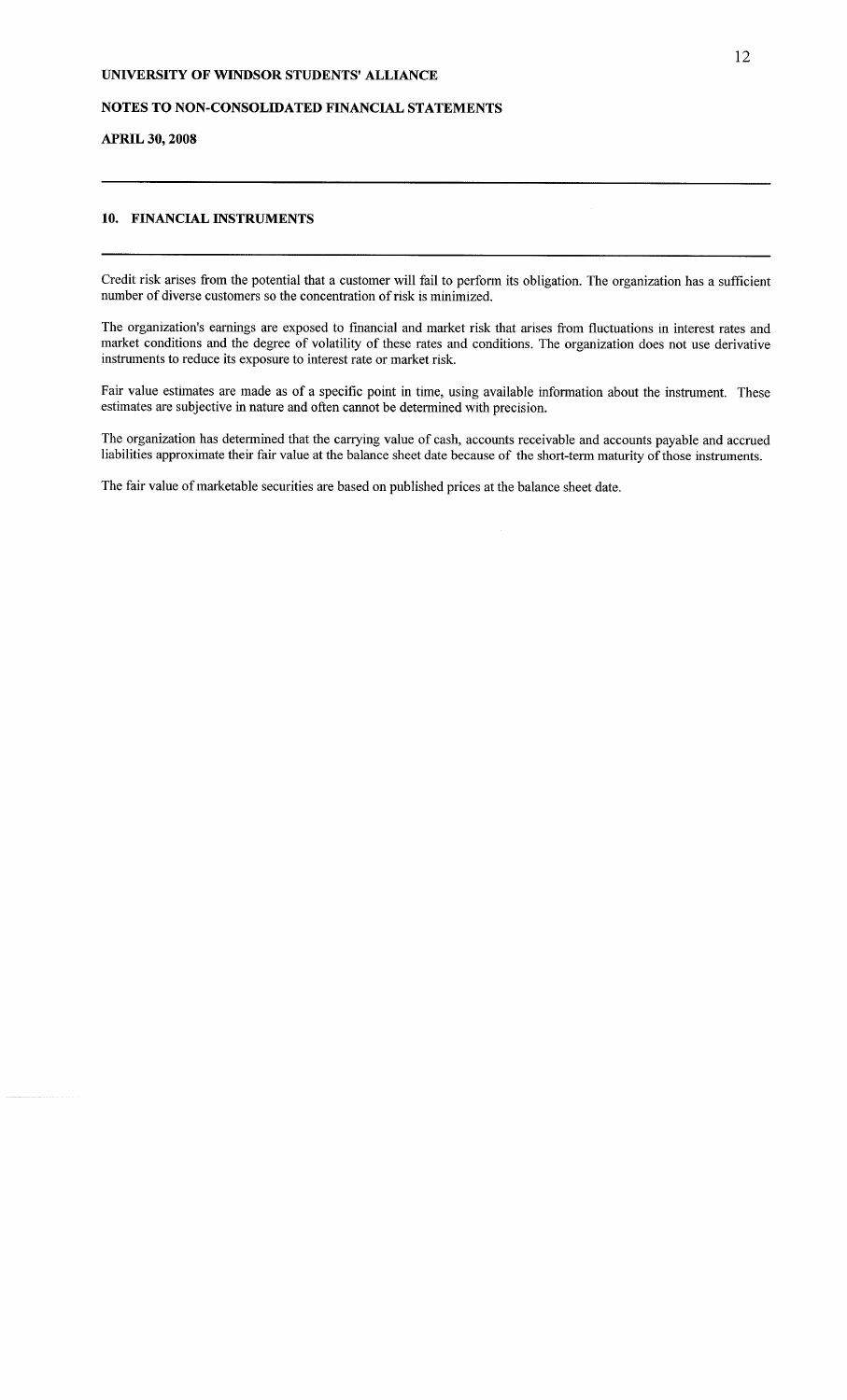**UNIVERSITY OF WINDSOR STUDENTS' ALLIANCE**

**NOTES TO NON-CONSOLIDATED FINANCIAL STATEMENTS**

**APRIL 30, 2008**

---

## 10. FINANCIAL INSTRUMENTS

---

Credit risk arises from the potential that a customer will fail to perform its obligation. The organization has a sufficient number of diverse customers so the concentration of risk is minimized.

The organization's earnings are exposed to financial and market risk that arises from fluctuations in interest rates and market conditions and the degree of volatility of these rates and conditions. The organization does not use derivative instruments to reduce its exposure to interest rate or market risk.

Fair value estimates are made as of a specific point in time, using available information about the instrument. These estimates are subjective in nature and often cannot be determined with precision.

The organization has determined that the carrying value of cash, accounts receivable and accounts payable and accrued liabilities approximate their fair value at the balance sheet date because of the short-term maturity of those instruments.

The fair value of marketable securities are based on published prices at the balance sheet date.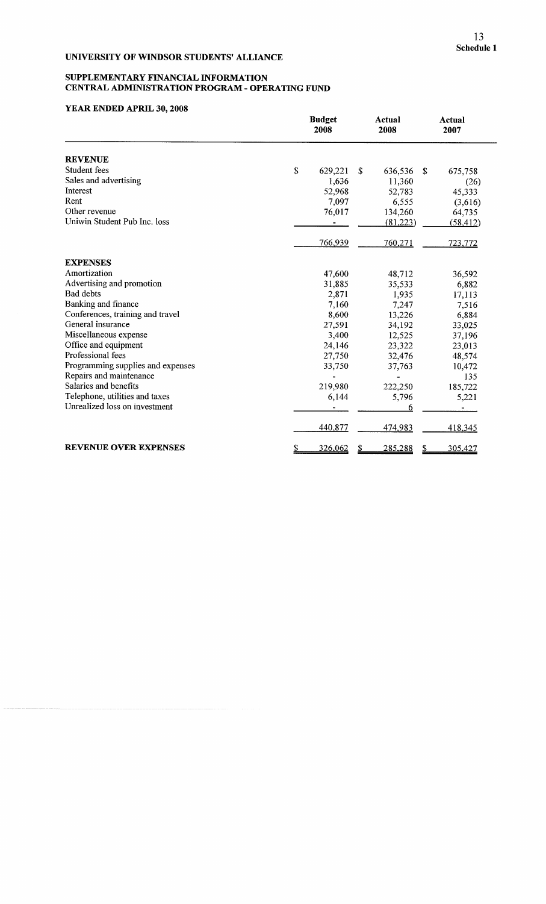**Schedule 1**

**UNIVERSITY OF WINDSOR STUDENTS' ALLIANCE**

**SUPPLEMENTARY FINANCIAL INFORMATION**
**CENTRAL ADMINISTRATION PROGRAM - OPERATING FUND**

**YEAR ENDED APRIL 30, 2008**

| | Budget 2008 | Actual 2008 | Actual 2007 |
|---|---|---|---|
| **REVENUE** | | | |
| Student fees | $ 629,221 | $ 636,536 | $ 675,758 |
| Sales and advertising | 1,636 | 11,360 | (26) |
| Interest | 52,968 | 52,783 | 45,333 |
| Rent | 7,097 | 6,555 | (3,616) |
| Other revenue | 76,017 | 134,260 | 64,735 |
| Uniwin Student Pub Inc. loss | - | (81,223) | (58,412) |
| | 766,939 | 760,271 | 723,772 |
| **EXPENSES** | | | |
| Amortization | 47,600 | 48,712 | 36,592 |
| Advertising and promotion | 31,885 | 35,533 | 6,882 |
| Bad debts | 2,871 | 1,935 | 17,113 |
| Banking and finance | 7,160 | 7,247 | 7,516 |
| Conferences, training and travel | 8,600 | 13,226 | 6,884 |
| General insurance | 27,591 | 34,192 | 33,025 |
| Miscellaneous expense | 3,400 | 12,525 | 37,196 |
| Office and equipment | 24,146 | 23,322 | 23,013 |
| Professional fees | 27,750 | 32,476 | 48,574 |
| Programming supplies and expenses | 33,750 | 37,763 | 10,472 |
| Repairs and maintenance | - | - | 135 |
| Salaries and benefits | 219,980 | 222,250 | 185,722 |
| Telephone, utilities and taxes | 6,144 | 5,796 | 5,221 |
| Unrealized loss on investment | - | 6 | - |
| | 440,877 | 474,983 | 418,345 |
| **REVENUE OVER EXPENSES** | $ 326,062 | $ 285,288 | $ 305,427 |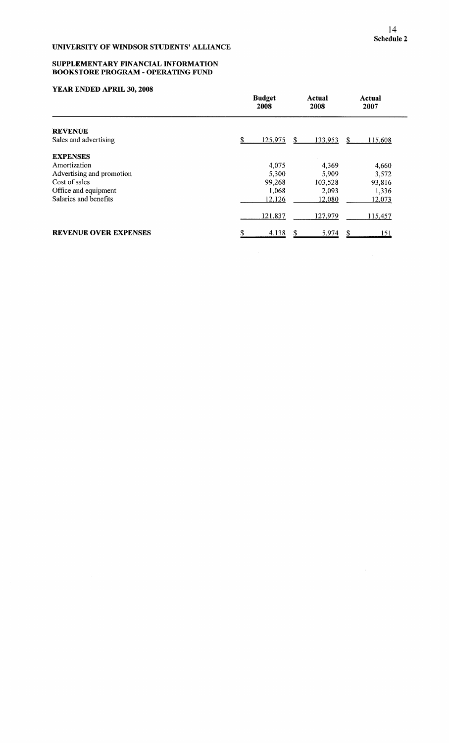**Schedule 2**

**UNIVERSITY OF WINDSOR STUDENTS' ALLIANCE**

**SUPPLEMENTARY FINANCIAL INFORMATION**
**BOOKSTORE PROGRAM - OPERATING FUND**

**YEAR ENDED APRIL 30, 2008**

| | Budget 2008 | Actual 2008 | Actual 2007 |
|---|---|---|---|
| **REVENUE** | | | |
| Sales and advertising | $ 125,975 | $ 133,953 | $ 115,608 |
| **EXPENSES** | | | |
| Amortization | 4,075 | 4,369 | 4,660 |
| Advertising and promotion | 5,300 | 5,909 | 3,572 |
| Cost of sales | 99,268 | 103,528 | 93,816 |
| Office and equipment | 1,068 | 2,093 | 1,336 |
| Salaries and benefits | 12,126 | 12,080 | 12,073 |
| | 121,837 | 127,979 | 115,457 |
| **REVENUE OVER EXPENSES** | $ 4,138 | $ 5,974 | $ 151 |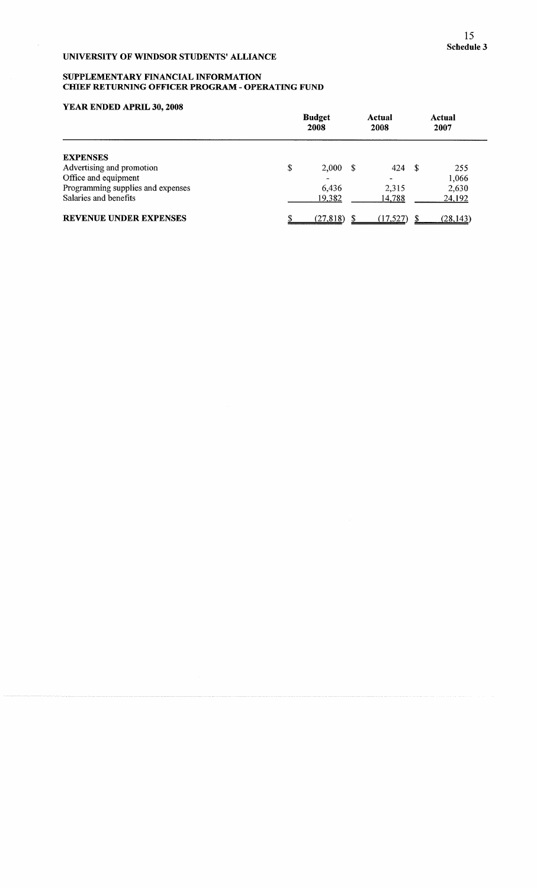**Schedule 3**

# UNIVERSITY OF WINDSOR STUDENTS' ALLIANCE

## SUPPLEMENTARY FINANCIAL INFORMATION
## CHIEF RETURNING OFFICER PROGRAM - OPERATING FUND

### YEAR ENDED APRIL 30, 2008

| | Budget 2008 | Actual 2008 | Actual 2007 |
|---|---|---|---|
| **EXPENSES** | | | |
| Advertising and promotion | $ 2,000 | $ 424 | $ 255 |
| Office and equipment | - | - | 1,066 |
| Programming supplies and expenses | 6,436 | 2,315 | 2,630 |
| Salaries and benefits | 19,382 | 14,788 | 24,192 |
| **REVENUE UNDER EXPENSES** | $ (27,818) | $ (17,527) | $ (28,143) |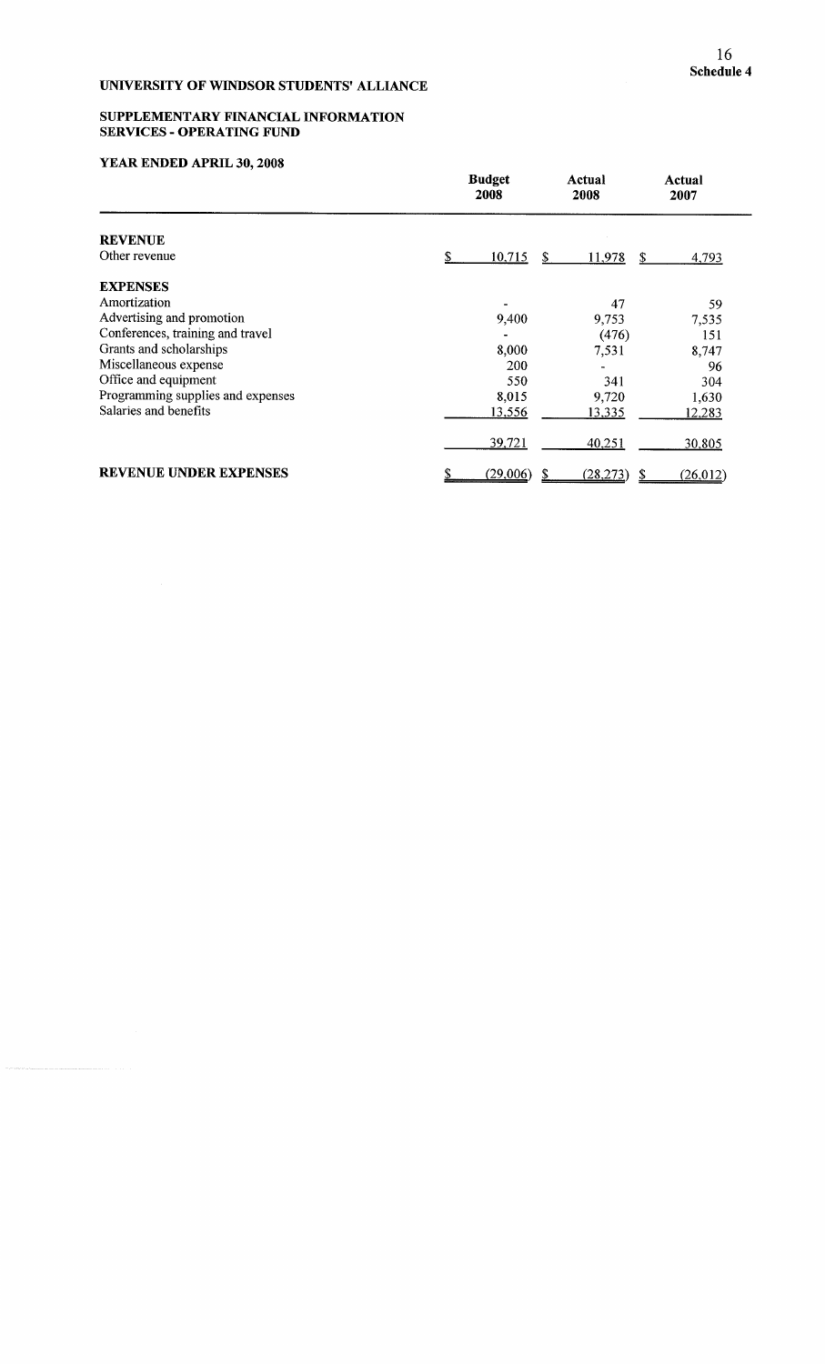**Schedule 4**

**UNIVERSITY OF WINDSOR STUDENTS' ALLIANCE**

**SUPPLEMENTARY FINANCIAL INFORMATION**
**SERVICES - OPERATING FUND**

**YEAR ENDED APRIL 30, 2008**

| | Budget 2008 | Actual 2008 | Actual 2007 |
|---|---|---|---|
| **REVENUE** | | | |
| Other revenue | $ 10,715 | $ 11,978 | $ 4,793 |
| **EXPENSES** | | | |
| Amortization | - | 47 | 59 |
| Advertising and promotion | 9,400 | 9,753 | 7,535 |
| Conferences, training and travel | - | (476) | 151 |
| Grants and scholarships | 8,000 | 7,531 | 8,747 |
| Miscellaneous expense | 200 | - | 96 |
| Office and equipment | 550 | 341 | 304 |
| Programming supplies and expenses | 8,015 | 9,720 | 1,630 |
| Salaries and benefits | 13,556 | 13,335 | 12,283 |
| | 39,721 | 40,251 | 30,805 |
| **REVENUE UNDER EXPENSES** | $ (29,006) | $ (28,273) | $ (26,012) |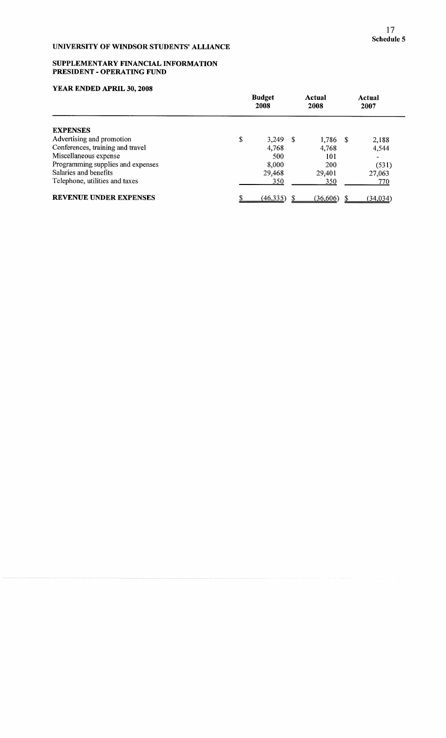**Schedule 5**

# UNIVERSITY OF WINDSOR STUDENTS' ALLIANCE

## SUPPLEMENTARY FINANCIAL INFORMATION
## PRESIDENT - OPERATING FUND

### YEAR ENDED APRIL 30, 2008

| | Budget 2008 | Actual 2008 | Actual 2007 |
|---|---|---|---|
| **EXPENSES** | | | |
| Advertising and promotion | $ 3,249 | $ 1,786 | $ 2,188 |
| Conferences, training and travel | 4,768 | 4,768 | 4,544 |
| Miscellaneous expense | 500 | 101 | - |
| Programming supplies and expenses | 8,000 | 200 | (531) |
| Salaries and benefits | 29,468 | 29,401 | 27,063 |
| Telephone, utilities and taxes | 350 | 350 | 770 |
| **REVENUE UNDER EXPENSES** | $ (46,335) | $ (36,606) | $ (34,034) |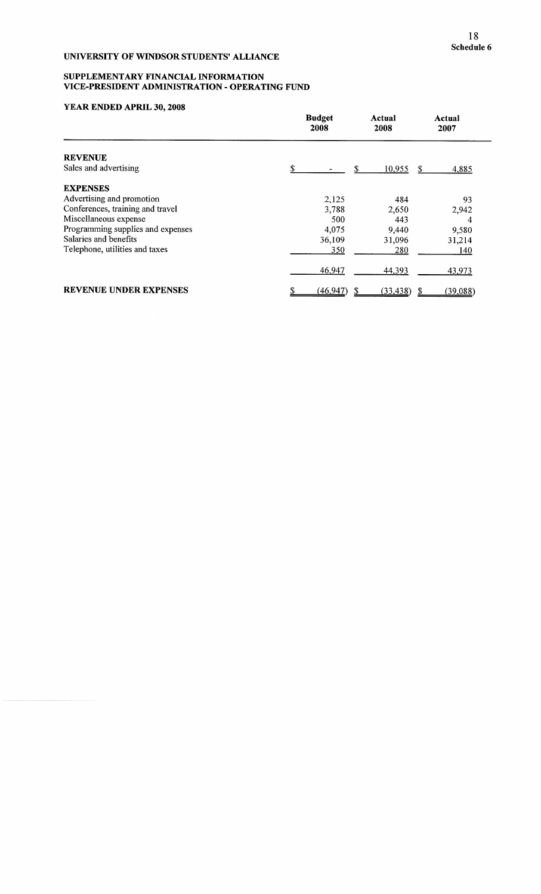**Schedule 6**

# UNIVERSITY OF WINDSOR STUDENTS' ALLIANCE

## SUPPLEMENTARY FINANCIAL INFORMATION
## VICE-PRESIDENT ADMINISTRATION - OPERATING FUND

### YEAR ENDED APRIL 30, 2008

| | Budget 2008 | Actual 2008 | Actual 2007 |
|---|---|---|---|
| **REVENUE** | | | |
| Sales and advertising | $ - | $ 10,955 | $ 4,885 |
| **EXPENSES** | | | |
| Advertising and promotion | 2,125 | 484 | 93 |
| Conferences, training and travel | 3,788 | 2,650 | 2,942 |
| Miscellaneous expense | 500 | 443 | 4 |
| Programming supplies and expenses | 4,075 | 9,440 | 9,580 |
| Salaries and benefits | 36,109 | 31,096 | 31,214 |
| Telephone, utilities and taxes | 350 | 280 | 140 |
| | 46,947 | 44,393 | 43,973 |
| **REVENUE UNDER EXPENSES** | $ (46,947) | $ (33,438) | $ (39,088) |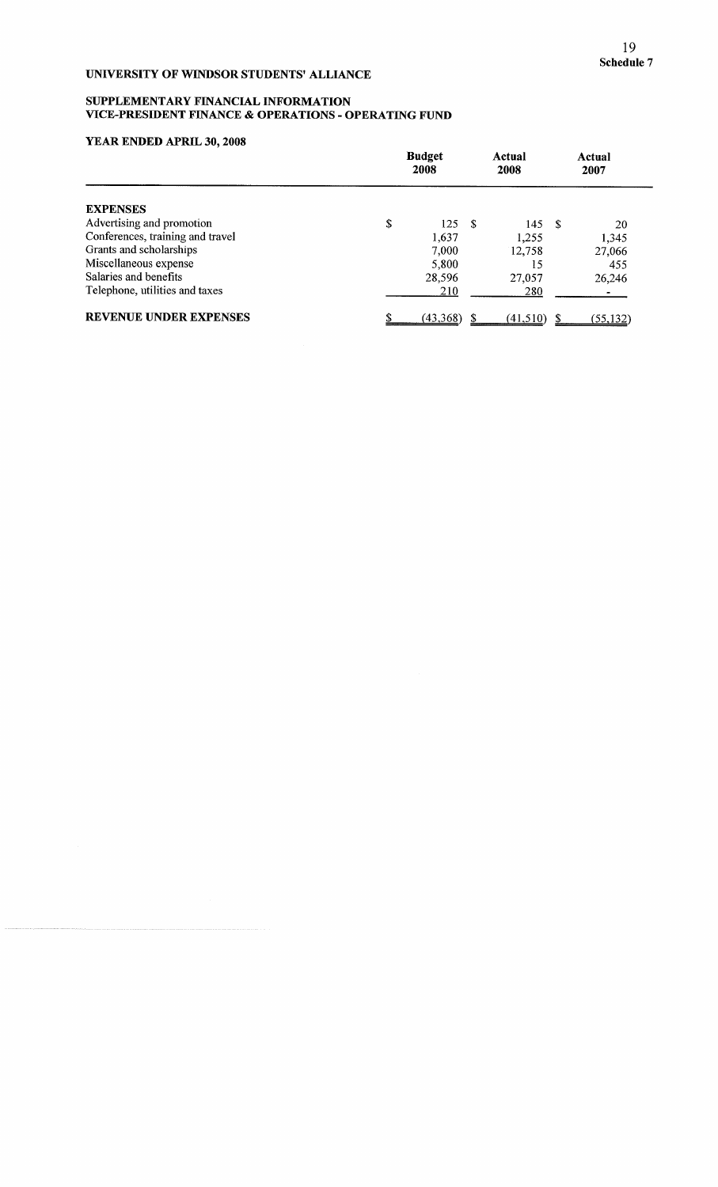**Schedule 7**

# UNIVERSITY OF WINDSOR STUDENTS' ALLIANCE

## SUPPLEMENTARY FINANCIAL INFORMATION
## VICE-PRESIDENT FINANCE & OPERATIONS - OPERATING FUND

### YEAR ENDED APRIL 30, 2008

| | Budget 2008 | Actual 2008 | Actual 2007 |
|---|---|---|---|
| **EXPENSES** | | | |
| Advertising and promotion | $ 125 | $ 145 | $ 20 |
| Conferences, training and travel | 1,637 | 1,255 | 1,345 |
| Grants and scholarships | 7,000 | 12,758 | 27,066 |
| Miscellaneous expense | 5,800 | 15 | 455 |
| Salaries and benefits | 28,596 | 27,057 | 26,246 |
| Telephone, utilities and taxes | 210 | 280 | - |
| **REVENUE UNDER EXPENSES** | $ (43,368) | $ (41,510) | $ (55,132) |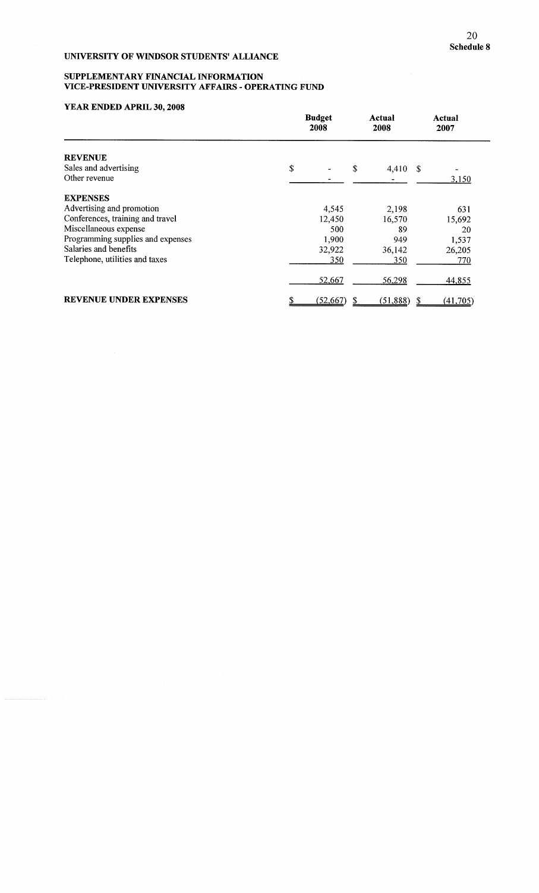**Schedule 8**

## UNIVERSITY OF WINDSOR STUDENTS' ALLIANCE

### SUPPLEMENTARY FINANCIAL INFORMATION
### VICE-PRESIDENT UNIVERSITY AFFAIRS - OPERATING FUND

**YEAR ENDED APRIL 30, 2008**

| | Budget 2008 | Actual 2008 | Actual 2007 |
|---|---|---|---|
| **REVENUE** | | | |
| Sales and advertising | $ - | $ 4,410 | $ - |
| Other revenue | - | - | 3,150 |
| **EXPENSES** | | | |
| Advertising and promotion | 4,545 | 2,198 | 631 |
| Conferences, training and travel | 12,450 | 16,570 | 15,692 |
| Miscellaneous expense | 500 | 89 | 20 |
| Programming supplies and expenses | 1,900 | 949 | 1,537 |
| Salaries and benefits | 32,922 | 36,142 | 26,205 |
| Telephone, utilities and taxes | 350 | 350 | 770 |
| | 52,667 | 56,298 | 44,855 |
| **REVENUE UNDER EXPENSES** | $ (52,667) | $ (51,888) | $ (41,705) |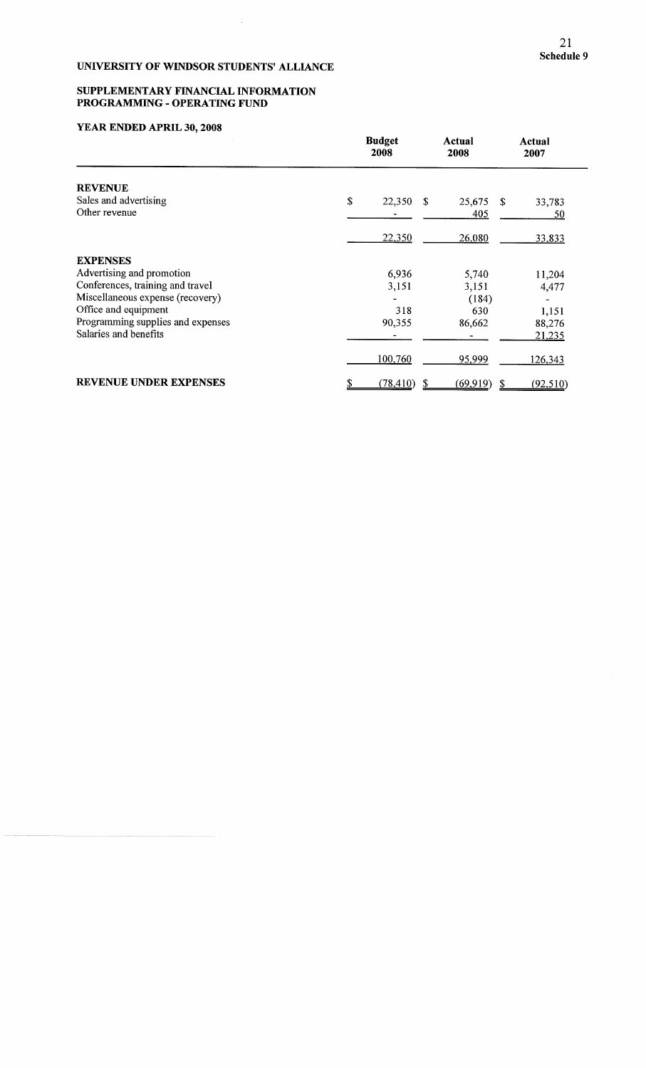**Schedule 9**

# UNIVERSITY OF WINDSOR STUDENTS' ALLIANCE

## SUPPLEMENTARY FINANCIAL INFORMATION
## PROGRAMMING - OPERATING FUND

### YEAR ENDED APRIL 30, 2008

| | Budget 2008 | Actual 2008 | Actual 2007 |
|---|---|---|---|
| **REVENUE** | | | |
| Sales and advertising | $ 22,350 | $ 25,675 | $ 33,783 |
| Other revenue | - | 405 | 50 |
| | 22,350 | 26,080 | 33,833 |
| **EXPENSES** | | | |
| Advertising and promotion | 6,936 | 5,740 | 11,204 |
| Conferences, training and travel | 3,151 | 3,151 | 4,477 |
| Miscellaneous expense (recovery) | - | (184) | - |
| Office and equipment | 318 | 630 | 1,151 |
| Programming supplies and expenses | 90,355 | 86,662 | 88,276 |
| Salaries and benefits | - | - | 21,235 |
| | 100,760 | 95,999 | 126,343 |
| **REVENUE UNDER EXPENSES** | $ (78,410) | $ (69,919) | $ (92,510) |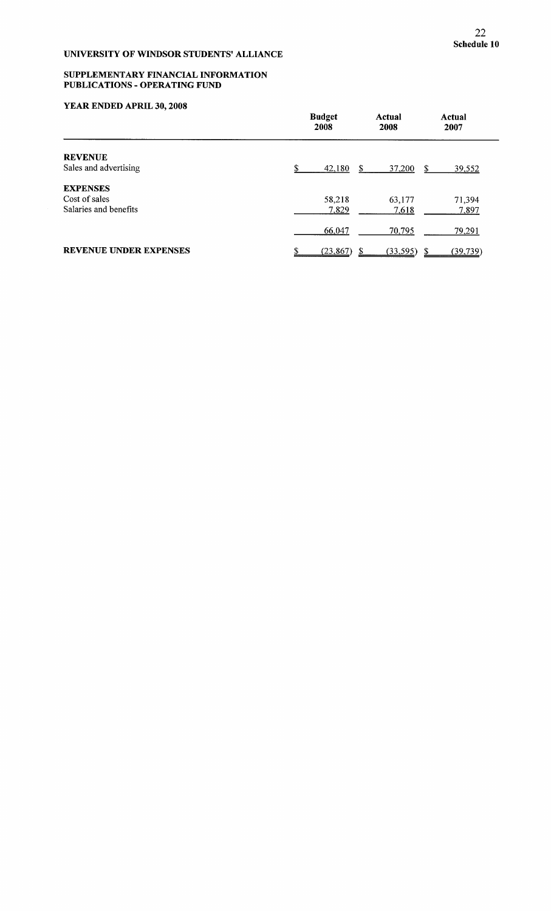**UNIVERSITY OF WINDSOR STUDENTS' ALLIANCE**

**Schedule 10**

**SUPPLEMENTARY FINANCIAL INFORMATION**
**PUBLICATIONS - OPERATING FUND**

**YEAR ENDED APRIL 30, 2008**

| | Budget 2008 | Actual 2008 | Actual 2007 |
|---|---|---|---|
| **REVENUE** | | | |
| Sales and advertising | $ 42,180 | $ 37,200 | $ 39,552 |
| **EXPENSES** | | | |
| Cost of sales | 58,218 | 63,177 | 71,394 |
| Salaries and benefits | 7,829 | 7,618 | 7,897 |
| | 66,047 | 70,795 | 79,291 |
| **REVENUE UNDER EXPENSES** | $ (23,867) | $ (33,595) | $ (39,739) |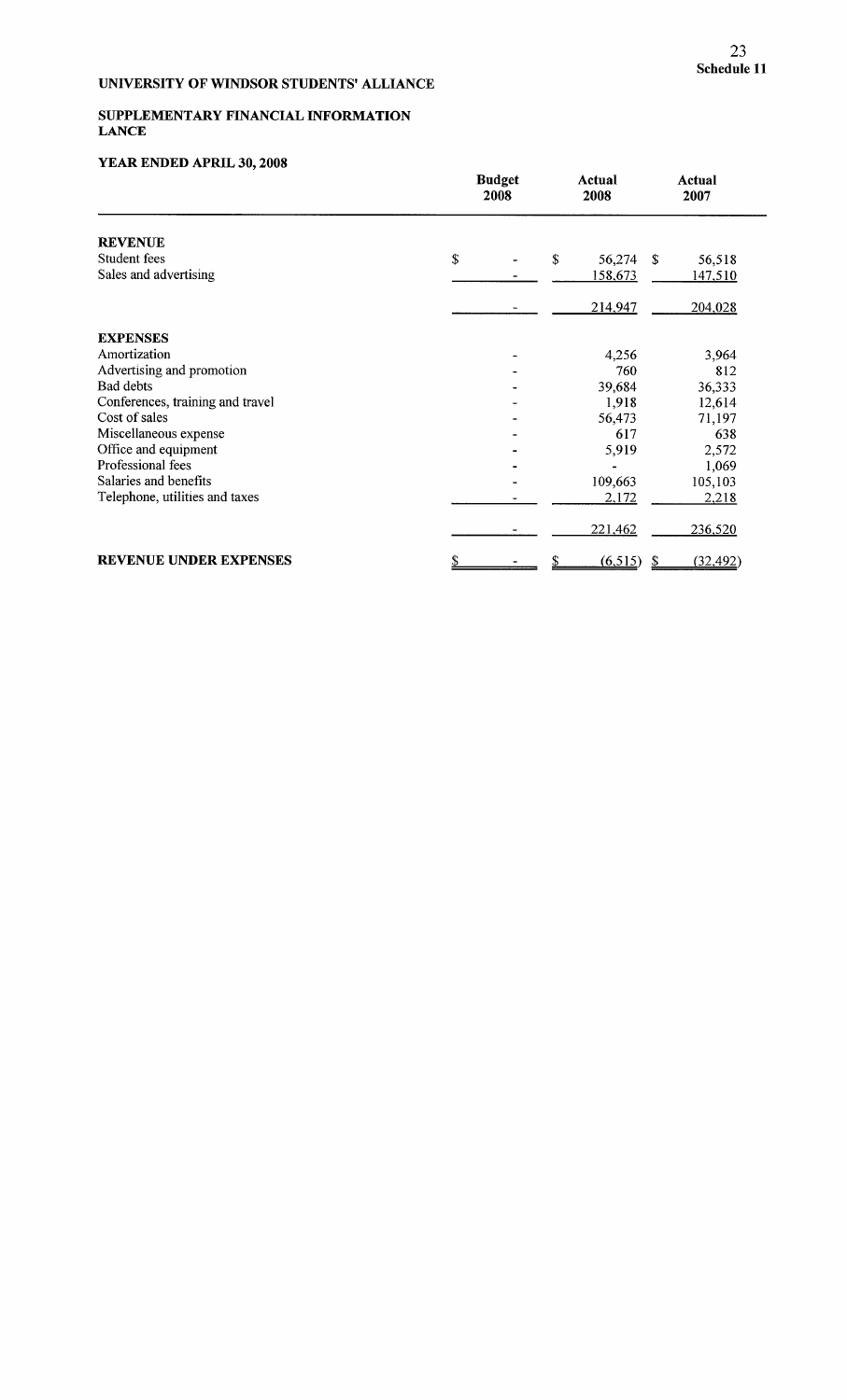# UNIVERSITY OF WINDSOR STUDENTS' ALLIANCE

**Schedule 11**

## SUPPLEMENTARY FINANCIAL INFORMATION
## LANCE

### YEAR ENDED APRIL 30, 2008

| | Budget 2008 | Actual 2008 | Actual 2007 |
|---|---|---|---|
| **REVENUE** | | | |
| Student fees | $ - | $ 56,274 | $ 56,518 |
| Sales and advertising | - | 158,673 | 147,510 |
| | - | 214,947 | 204,028 |
| **EXPENSES** | | | |
| Amortization | - | 4,256 | 3,964 |
| Advertising and promotion | - | 760 | 812 |
| Bad debts | - | 39,684 | 36,333 |
| Conferences, training and travel | - | 1,918 | 12,614 |
| Cost of sales | - | 56,473 | 71,197 |
| Miscellaneous expense | - | 617 | 638 |
| Office and equipment | - | 5,919 | 2,572 |
| Professional fees | - | - | 1,069 |
| Salaries and benefits | - | 109,663 | 105,103 |
| Telephone, utilities and taxes | - | 2,172 | 2,218 |
| | - | 221,462 | 236,520 |
| **REVENUE UNDER EXPENSES** | $ - | $ (6,515) | $ (32,492) |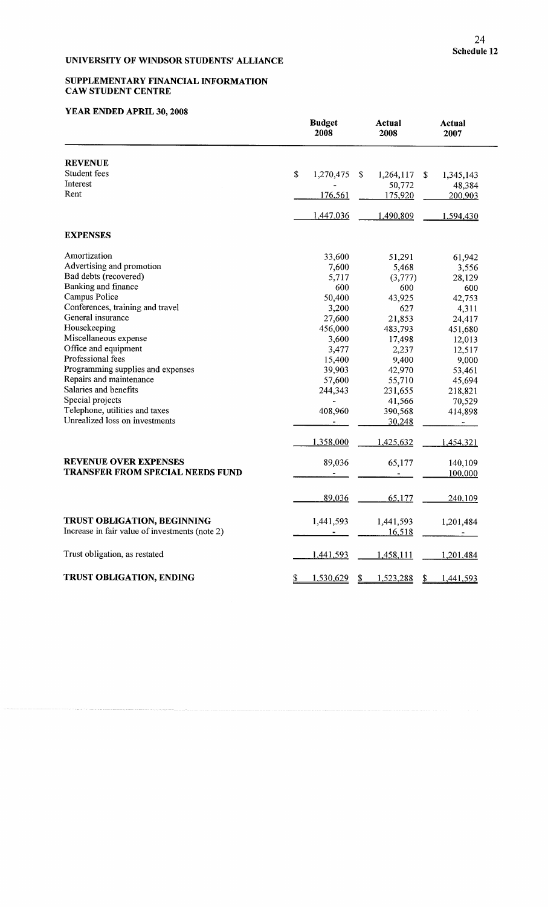**Schedule 12**

# UNIVERSITY OF WINDSOR STUDENTS' ALLIANCE

## SUPPLEMENTARY FINANCIAL INFORMATION
## CAW STUDENT CENTRE

### YEAR ENDED APRIL 30, 2008

| | Budget 2008 | Actual 2008 | Actual 2007 |
|---|---|---|---|
| **REVENUE** | | | |
| Student fees | $ 1,270,475 | $ 1,264,117 | $ 1,345,143 |
| Interest | - | 50,772 | 48,384 |
| Rent | 176,561 | 175,920 | 200,903 |
| | 1,447,036 | 1,490,809 | 1,594,430 |
| **EXPENSES** | | | |
| Amortization | 33,600 | 51,291 | 61,942 |
| Advertising and promotion | 7,600 | 5,468 | 3,556 |
| Bad debts (recovered) | 5,717 | (3,777) | 28,129 |
| Banking and finance | 600 | 600 | 600 |
| Campus Police | 50,400 | 43,925 | 42,753 |
| Conferences, training and travel | 3,200 | 627 | 4,311 |
| General insurance | 27,600 | 21,853 | 24,417 |
| Housekeeping | 456,000 | 483,793 | 451,680 |
| Miscellaneous expense | 3,600 | 17,498 | 12,013 |
| Office and equipment | 3,477 | 2,237 | 12,517 |
| Professional fees | 15,400 | 9,400 | 9,000 |
| Programming supplies and expenses | 39,903 | 42,970 | 53,461 |
| Repairs and maintenance | 57,600 | 55,710 | 45,694 |
| Salaries and benefits | 244,343 | 231,655 | 218,821 |
| Special projects | - | 41,566 | 70,529 |
| Telephone, utilities and taxes | 408,960 | 390,568 | 414,898 |
| Unrealized loss on investments | - | 30,248 | - |
| | 1,358,000 | 1,425,632 | 1,454,321 |
| **REVENUE OVER EXPENSES** | 89,036 | 65,177 | 140,109 |
| **TRANSFER FROM SPECIAL NEEDS FUND** | - | - | 100,000 |
| | 89,036 | 65,177 | 240,109 |
| **TRUST OBLIGATION, BEGINNING** | 1,441,593 | 1,441,593 | 1,201,484 |
| Increase in fair value of investments (note 2) | - | 16,518 | - |
| Trust obligation, as restated | 1,441,593 | 1,458,111 | 1,201,484 |
| **TRUST OBLIGATION, ENDING** | $ 1,530,629 | $ 1,523,288 | $ 1,441,593 |